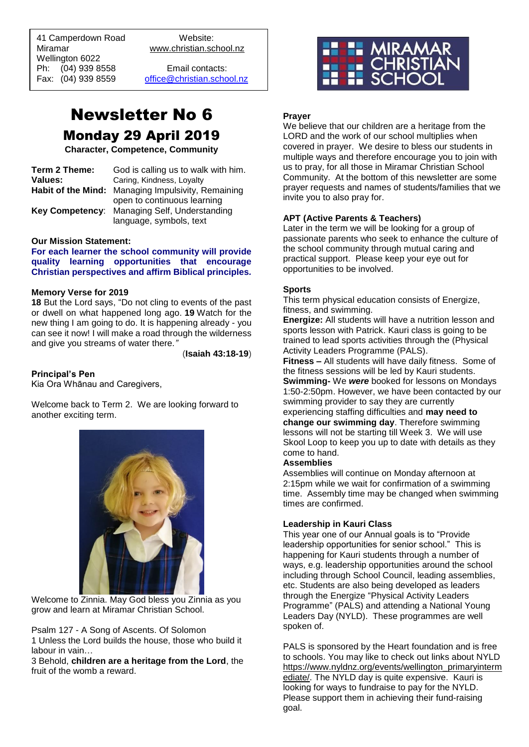41 Camperdown Road
Miramar
Wellington 6022
Ph: (04) 939 8558
Fax: (04) 939 8559

Website:
www.christian.school.nz

Email contacts:
office@christian.school.nz

MIRAMAR CHRISTIAN SCHOOL

# Newsletter No 6

## Monday 29 April 2019

**Character, Competence, Community**

| | |
|---|---|
| **Term 2 Theme:** | God is calling us to walk with him. |
| **Values:** | Caring, Kindness, Loyalty |
| **Habit of the Mind:** | Managing Impulsivity, Remaining open to continuous learning |
| **Key Competency**: | Managing Self, Understanding language, symbols, text |

**Our Mission Statement:**

**For each learner the school community will provide quality learning opportunities that encourage Christian perspectives and affirm Biblical principles.**

**Memory Verse for 2019**

**18** But the Lord says, "Do not cling to events of the past or dwell on what happened long ago. **19** Watch for the new thing I am going to do. It is happening already - you can see it now! I will make a road through the wilderness and give you streams of water there.*"*

(**Isaiah 43:18-19**)

**Principal's Pen**

Kia Ora Whānau and Caregivers,

Welcome back to Term 2. We are looking forward to another exciting term.

Welcome to Zinnia. May God bless you Zinnia as you grow and learn at Miramar Christian School.

Psalm 127 - A Song of Ascents. Of Solomon
1 Unless the Lord builds the house, those who build it labour in vain…
3 Behold, **children are a heritage from the Lord**, the fruit of the womb a reward.

**Prayer**

We believe that our children are a heritage from the LORD and the work of our school multiplies when covered in prayer. We desire to bless our students in multiple ways and therefore encourage you to join with us to pray, for all those in Miramar Christian School Community. At the bottom of this newsletter are some prayer requests and names of students/families that we invite you to also pray for.

**APT (Active Parents & Teachers)**

Later in the term we will be looking for a group of passionate parents who seek to enhance the culture of the school community through mutual caring and practical support. Please keep your eye out for opportunities to be involved.

**Sports**

This term physical education consists of Energize, fitness, and swimming.

**Energize:** All students will have a nutrition lesson and sports lesson with Patrick. Kauri class is going to be trained to lead sports activities through the (Physical Activity Leaders Programme (PALS).

**Fitness –** All students will have daily fitness. Some of the fitness sessions will be led by Kauri students.

**Swimming-** We ***were*** booked for lessons on Mondays 1:50-2:50pm. However, we have been contacted by our swimming provider to say they are currently experiencing staffing difficulties and **may need to change our swimming day**. Therefore swimming lessons will not be starting till Week 3. We will use Skool Loop to keep you up to date with details as they come to hand.

**Assemblies**

Assemblies will continue on Monday afternoon at 2:15pm while we wait for confirmation of a swimming time. Assembly time may be changed when swimming times are confirmed.

**Leadership in Kauri Class**

This year one of our Annual goals is to "Provide leadership opportunities for senior school." This is happening for Kauri students through a number of ways, e.g. leadership opportunities around the school including through School Council, leading assemblies, etc. Students are also being developed as leaders through the Energize "Physical Activity Leaders Programme" (PALS) and attending a National Young Leaders Day (NYLD). These programmes are well spoken of.

PALS is sponsored by the Heart foundation and is free to schools. You may like to check out links about NYLD https://www.nyldnz.org/events/wellington_primaryintermediate/. The NYLD day is quite expensive. Kauri is looking for ways to fundraise to pay for the NYLD. Please support them in achieving their fund-raising goal.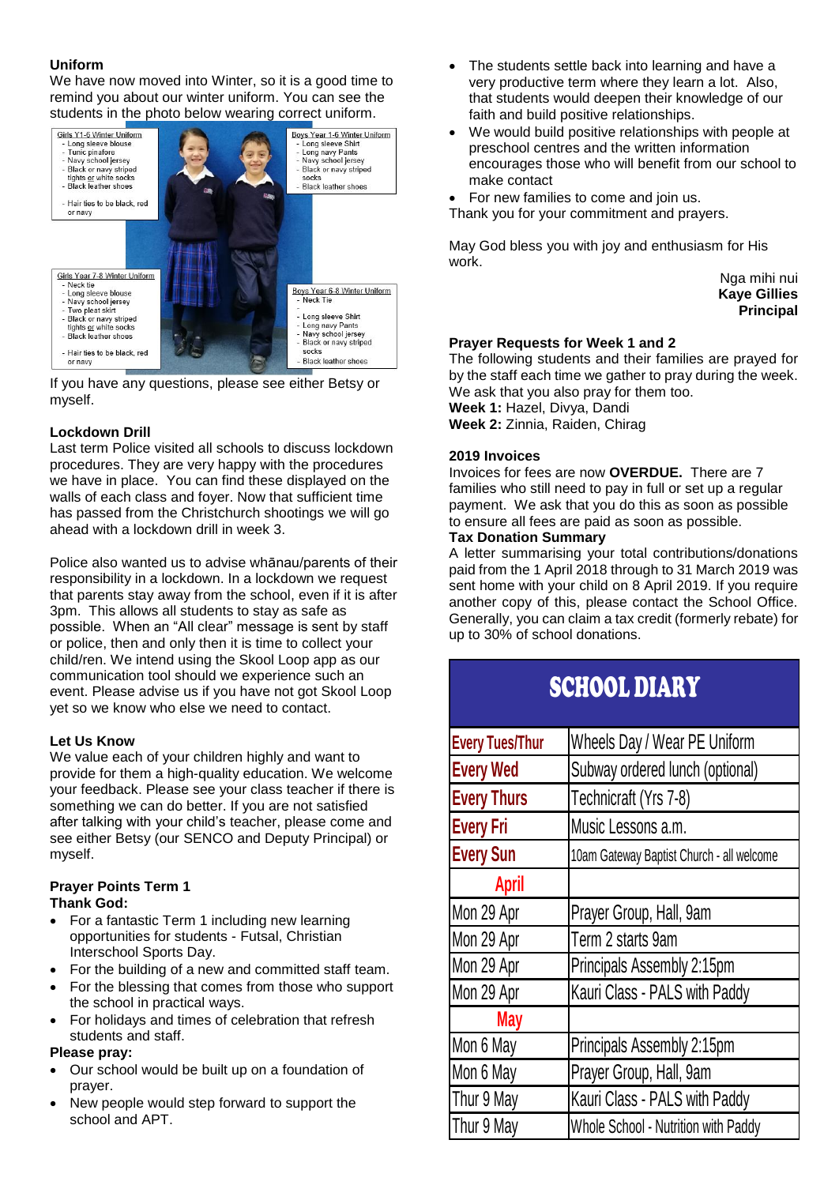## Uniform

We have now moved into Winter, so it is a good time to remind you about our winter uniform. You can see the students in the photo below wearing correct uniform.

Girls Y1-6 Winter Uniform
- Long sleeve blouse
- Tunic pinafore
- Navy school jersey
- Black or navy striped tights or white socks
- Black leather shoes
- Hair ties to be black, red or navy

Boys Year 1-6 Winter Uniform
- Long sleeve Shirt
- Long navy Pants
- Navy school jersey
- Black or navy striped socks
- Black leather shoes

Girls Year 7-8 Winter Uniform
- Neck tie
- Long sleeve blouse
- Navy school jersey
- Two pleat skirt
- Black or navy striped tights or white socks
- Black leather shoes
- Hair ties to be black, red or navy

Boys Year 6-8 Winter Uniform
- Neck Tie
- Long sleeve Shirt
- Long navy Pants
- Navy school jersey
- Black or navy striped socks
- Black leather shoes

If you have any questions, please see either Betsy or myself.

## Lockdown Drill

Last term Police visited all schools to discuss lockdown procedures. They are very happy with the procedures we have in place. You can find these displayed on the walls of each class and foyer. Now that sufficient time has passed from the Christchurch shootings we will go ahead with a lockdown drill in week 3.

Police also wanted us to advise whānau/parents of their responsibility in a lockdown. In a lockdown we request that parents stay away from the school, even if it is after 3pm. This allows all students to stay as safe as possible. When an "All clear" message is sent by staff or police, then and only then it is time to collect your child/ren. We intend using the Skool Loop app as our communication tool should we experience such an event. Please advise us if you have not got Skool Loop yet so we know who else we need to contact.

## Let Us Know

We value each of your children highly and want to provide for them a high-quality education. We welcome your feedback. Please see your class teacher if there is something we can do better. If you are not satisfied after talking with your child's teacher, please come and see either Betsy (our SENCO and Deputy Principal) or myself.

## Prayer Points Term 1

**Thank God:**

- For a fantastic Term 1 including new learning opportunities for students - Futsal, Christian Interschool Sports Day.
- For the building of a new and committed staff team.
- For the blessing that comes from those who support the school in practical ways.
- For holidays and times of celebration that refresh students and staff.

**Please pray:**

- Our school would be built up on a foundation of prayer.
- New people would step forward to support the school and APT.
- The students settle back into learning and have a very productive term where they learn a lot. Also, that students would deepen their knowledge of our faith and build positive relationships.
- We would build positive relationships with people at preschool centres and the written information encourages those who will benefit from our school to make contact
- For new families to come and join us.

Thank you for your commitment and prayers.

May God bless you with joy and enthusiasm for His work.

Nga mihi nui
**Kaye Gillies**
**Principal**

## Prayer Requests for Week 1 and 2

The following students and their families are prayed for by the staff each time we gather to pray during the week. We ask that you also pray for them too.

**Week 1:** Hazel, Divya, Dandi
**Week 2:** Zinnia, Raiden, Chirag

## 2019 Invoices

Invoices for fees are now **OVERDUE.** There are 7 families who still need to pay in full or set up a regular payment. We ask that you do this as soon as possible to ensure all fees are paid as soon as possible.

**Tax Donation Summary**

A letter summarising your total contributions/donations paid from the 1 April 2018 through to 31 March 2019 was sent home with your child on 8 April 2019. If you require another copy of this, please contact the School Office. Generally, you can claim a tax credit (formerly rebate) for up to 30% of school donations.

## SCHOOL DIARY

| | |
|---|---|
| Every Tues/Thur | Wheels Day / Wear PE Uniform |
| Every Wed | Subway ordered lunch (optional) |
| Every Thurs | Technicraft (Yrs 7-8) |
| Every Fri | Music Lessons a.m. |
| Every Sun | 10am Gateway Baptist Church - all welcome |
| **April** | |
| Mon 29 Apr | Prayer Group, Hall, 9am |
| Mon 29 Apr | Term 2 starts 9am |
| Mon 29 Apr | Principals Assembly 2:15pm |
| Mon 29 Apr | Kauri Class - PALS with Paddy |
| **May** | |
| Mon 6 May | Principals Assembly 2:15pm |
| Mon 6 May | Prayer Group, Hall, 9am |
| Thur 9 May | Kauri Class - PALS with Paddy |
| Thur 9 May | Whole School - Nutrition with Paddy |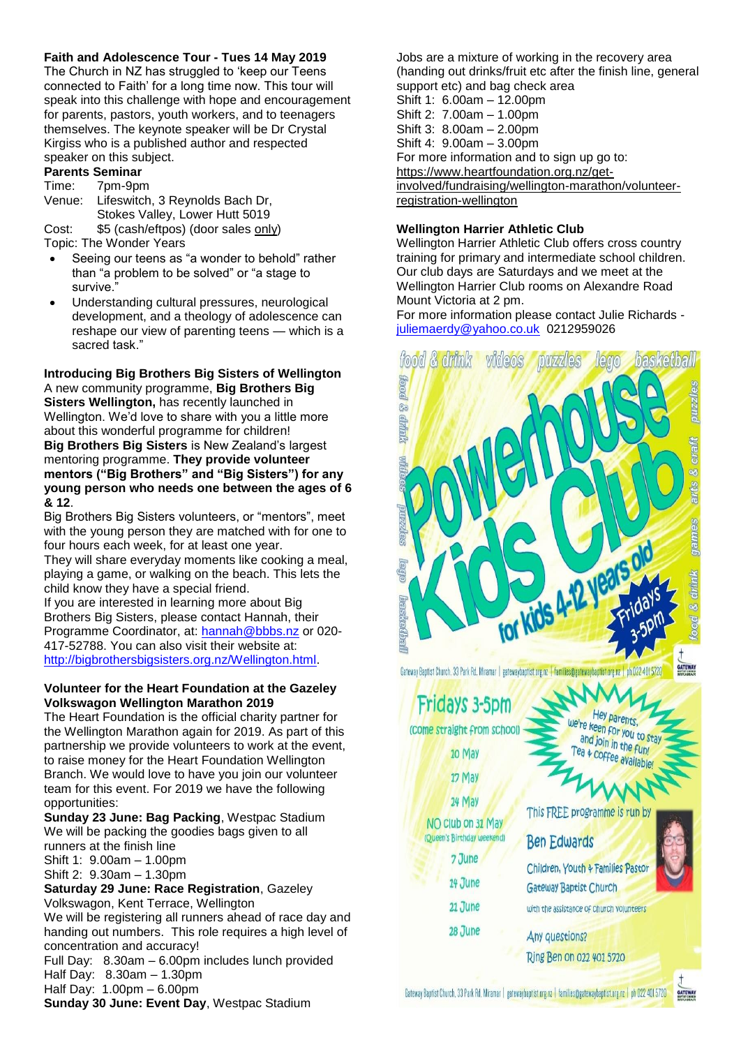### Faith and Adolescence Tour - Tues 14 May 2019

The Church in NZ has struggled to 'keep our Teens connected to Faith' for a long time now. This tour will speak into this challenge with hope and encouragement for parents, pastors, youth workers, and to teenagers themselves. The keynote speaker will be Dr Crystal Kirgiss who is a published author and respected speaker on this subject.

**Parents Seminar**

Time: 7pm-9pm
Venue: Lifeswitch, 3 Reynolds Bach Dr, Stokes Valley, Lower Hutt 5019
Cost: $5 (cash/eftpos) (door sales only)
Topic: The Wonder Years

- Seeing our teens as "a wonder to behold" rather than "a problem to be solved" or "a stage to survive."
- Understanding cultural pressures, neurological development, and a theology of adolescence can reshape our view of parenting teens — which is a sacred task."

### Introducing Big Brothers Big Sisters of Wellington

A new community programme, **Big Brothers Big Sisters Wellington,** has recently launched in Wellington. We'd love to share with you a little more about this wonderful programme for children!

**Big Brothers Big Sisters** is New Zealand's largest mentoring programme. **They provide volunteer mentors ("Big Brothers" and "Big Sisters") for any young person who needs one between the ages of 6 & 12**.

Big Brothers Big Sisters volunteers, or "mentors", meet with the young person they are matched with for one to four hours each week, for at least one year.

They will share everyday moments like cooking a meal, playing a game, or walking on the beach. This lets the child know they have a special friend.

If you are interested in learning more about Big Brothers Big Sisters, please contact Hannah, their Programme Coordinator, at: hannah@bbbs.nz or 020-417-52788. You can also visit their website at: http://bigbrothersbigsisters.org.nz/Wellington.html.

### Volunteer for the Heart Foundation at the Gazeley Volkswagon Wellington Marathon 2019

The Heart Foundation is the official charity partner for the Wellington Marathon again for 2019. As part of this partnership we provide volunteers to work at the event, to raise money for the Heart Foundation Wellington Branch. We would love to have you join our volunteer team for this event. For 2019 we have the following opportunities:

**Sunday 23 June: Bag Packing**, Westpac Stadium
We will be packing the goodies bags given to all runners at the finish line
Shift 1: 9.00am – 1.00pm
Shift 2: 9.30am – 1.30pm

**Saturday 29 June: Race Registration**, Gazeley Volkswagon, Kent Terrace, Wellington
We will be registering all runners ahead of race day and handing out numbers. This role requires a high level of concentration and accuracy!
Full Day: 8.30am – 6.00pm includes lunch provided
Half Day: 8.30am – 1.30pm
Half Day: 1.00pm – 6.00pm

**Sunday 30 June: Event Day**, Westpac Stadium
Jobs are a mixture of working in the recovery area (handing out drinks/fruit etc after the finish line, general support etc) and bag check area
Shift 1: 6.00am – 12.00pm
Shift 2: 7.00am – 1.00pm
Shift 3: 8.00am – 2.00pm
Shift 4: 9.00am – 3.00pm

For more information and to sign up go to: https://www.heartfoundation.org.nz/get-involved/fundraising/wellington-marathon/volunteer-registration-wellington

### Wellington Harrier Athletic Club

Wellington Harrier Athletic Club offers cross country training for primary and intermediate school children. Our club days are Saturdays and we meet at the Wellington Harrier Club rooms on Alexandre Road Mount Victoria at 2 pm.

For more information please contact Julie Richards - juliemaerdy@yahoo.co.uk 0212959026

## Powerhouse Kids Club

food & drink · videos · puzzles · lego · basketball · arts & craft · games

**for kids 4-12 years old — Fridays 3-5pm**

Gateway Baptist Church, 33 Park Rd, Miramar | gatewaybaptist.org.nz | families@gatewaybaptist.org.nz | ph 022 401 5720

**Fridays 3-5pm**
(come straight from school)

- 10 May
- 17 May
- 24 May
- NO club on 31 May (Queen's Birthday weekend)
- 7 June
- 14 June
- 21 June
- 28 June

Hey parents, we're keen for you to stay and join in the fun! Tea + coffee available!

This FREE programme is run by **Ben Edwards**, Children, Youth + Families Pastor, Gateway Baptist Church, with the assistance of church volunteers

Any questions? Ring Ben on 022 401 5720

Gateway Baptist Church, 33 Park Rd, Miramar | gatewaybaptist.org.nz | families@gatewaybaptist.org.nz | ph 022 401 5720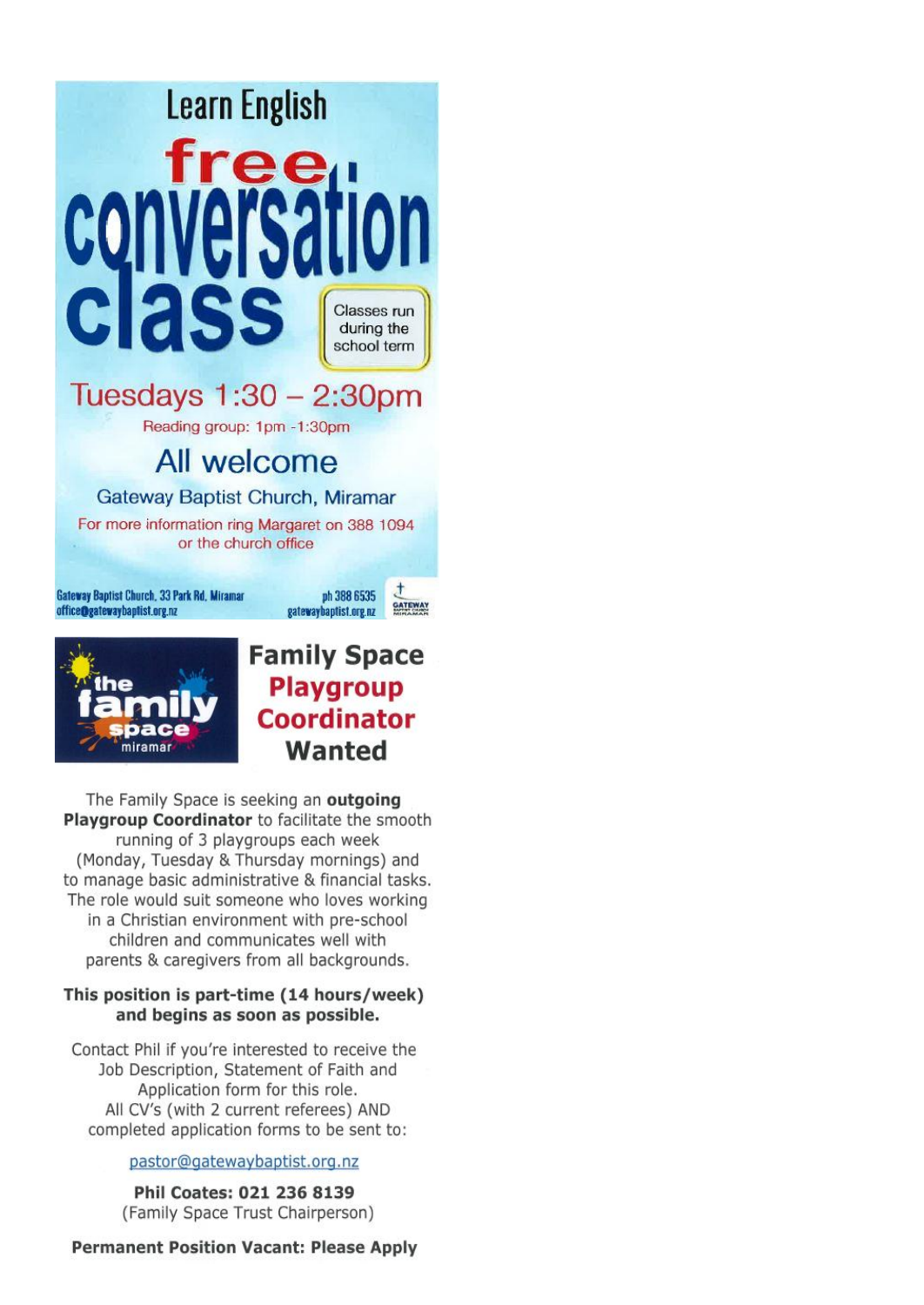# Learn English

## free conversation class

Classes run during the school term

**Tuesdays 1:30 – 2:30pm**

Reading group: 1pm -1:30pm

**All welcome**

Gateway Baptist Church, Miramar

For more information ring Margaret on 388 1094 or the church office

Gateway Baptist Church, 33 Park Rd, Miramar
office@gatewaybaptist.org.nz

ph 388 6535
gatewaybaptist.org.nz

GATEWAY BAPTIST CHURCH MIRAMAR

the family space miramar

# Family Space Playgroup Coordinator Wanted

The Family Space is seeking an **outgoing Playgroup Coordinator** to facilitate the smooth running of 3 playgroups each week (Monday, Tuesday & Thursday mornings) and to manage basic administrative & financial tasks. The role would suit someone who loves working in a Christian environment with pre-school children and communicates well with parents & caregivers from all backgrounds.

**This position is part-time (14 hours/week) and begins as soon as possible.**

Contact Phil if you're interested to receive the Job Description, Statement of Faith and Application form for this role.
All CV's (with 2 current referees) AND completed application forms to be sent to:

pastor@gatewaybaptist.org.nz

**Phil Coates: 021 236 8139**
(Family Space Trust Chairperson)

**Permanent Position Vacant: Please Apply**